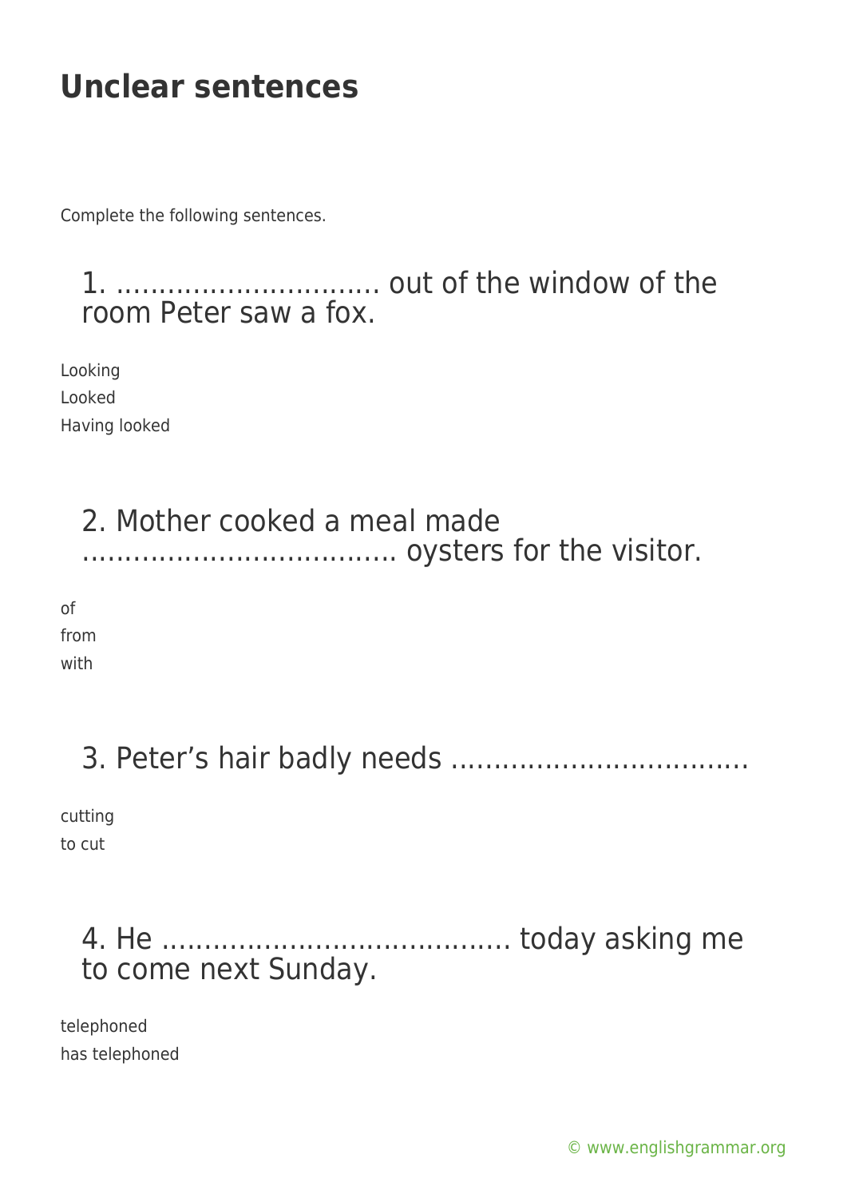# Unclear sentences

Complete the following sentences.

### 1. ............................... out of the window of the room Peter saw a fox.

Looking
Looked
Having looked

### 2. Mother cooked a meal made .................................... oysters for the visitor.

of
from
with

### 3. Peter's hair badly needs ..................................

cutting
to cut

### 4. He ........................................ today asking me to come next Sunday.

telephoned
has telephoned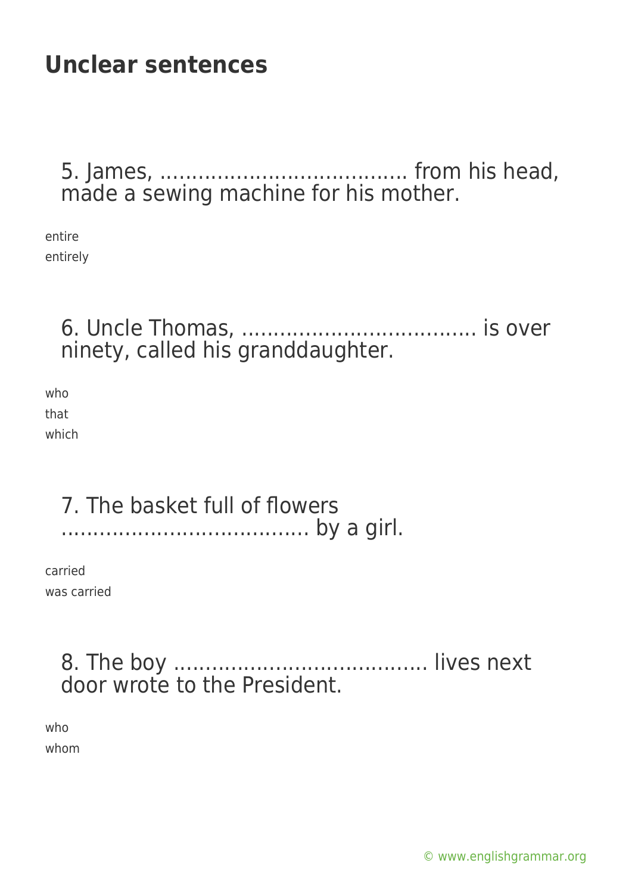## Unclear sentences

5. James, ...................................... from his head, made a sewing machine for his mother.

entire
entirely

6. Uncle Thomas, .................................... is over ninety, called his granddaughter.

who
that
which

7. The basket full of flowers ...................................... by a girl.

carried
was carried

8. The boy ....................................... lives next door wrote to the President.

who
whom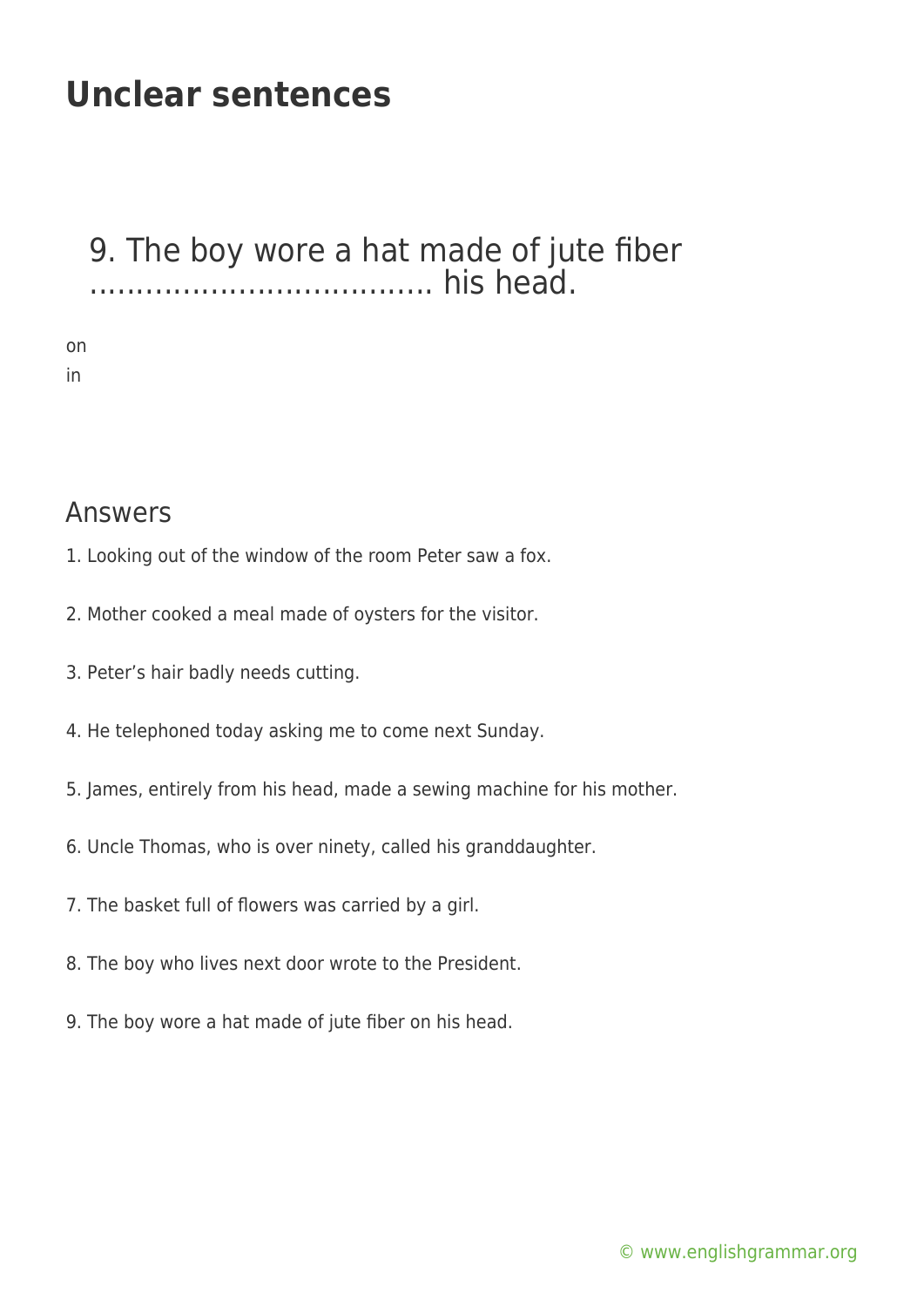# Unclear sentences

9. The boy wore a hat made of jute fiber ……………………………… his head.

on
in

## Answers

1. Looking out of the window of the room Peter saw a fox.

2. Mother cooked a meal made of oysters for the visitor.

3. Peter's hair badly needs cutting.

4. He telephoned today asking me to come next Sunday.

5. James, entirely from his head, made a sewing machine for his mother.

6. Uncle Thomas, who is over ninety, called his granddaughter.

7. The basket full of flowers was carried by a girl.

8. The boy who lives next door wrote to the President.

9. The boy wore a hat made of jute fiber on his head.

© www.englishgrammar.org